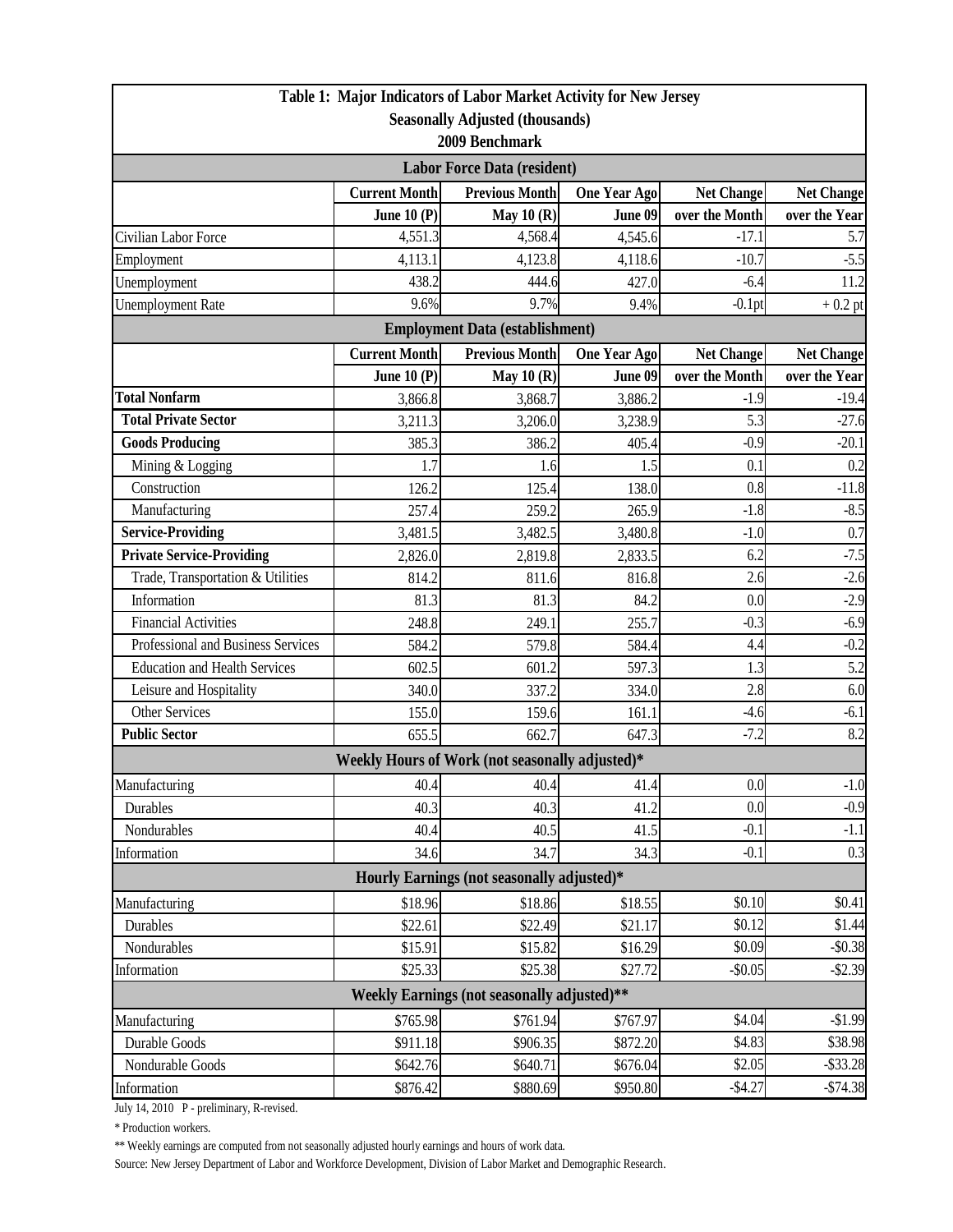# Table 1: Major Indicators of Labor Market Activity for New Jersey

**Seasonally Adjusted (thousands)**

**2009 Benchmark**

| | Current Month | Previous Month | One Year Ago | Net Change | Net Change |
|---|---|---|---|---|---|
| | June 10 (P) | May 10 (R) | June 09 | over the Month | over the Year |
| **Labor Force Data (resident)** | | | | | |
| Civilian Labor Force | 4,551.3 | 4,568.4 | 4,545.6 | -17.1 | 5.7 |
| Employment | 4,113.1 | 4,123.8 | 4,118.6 | -10.7 | -5.5 |
| Unemployment | 438.2 | 444.6 | 427.0 | -6.4 | 11.2 |
| Unemployment Rate | 9.6% | 9.7% | 9.4% | -0.1pt | + 0.2 pt |
| **Employment Data (establishment)** | | | | | |
| **Total Nonfarm** | 3,866.8 | 3,868.7 | 3,886.2 | -1.9 | -19.4 |
| **Total Private Sector** | 3,211.3 | 3,206.0 | 3,238.9 | 5.3 | -27.6 |
| **Goods Producing** | 385.3 | 386.2 | 405.4 | -0.9 | -20.1 |
| Mining & Logging | 1.7 | 1.6 | 1.5 | 0.1 | 0.2 |
| Construction | 126.2 | 125.4 | 138.0 | 0.8 | -11.8 |
| Manufacturing | 257.4 | 259.2 | 265.9 | -1.8 | -8.5 |
| **Service-Providing** | 3,481.5 | 3,482.5 | 3,480.8 | -1.0 | 0.7 |
| **Private Service-Providing** | 2,826.0 | 2,819.8 | 2,833.5 | 6.2 | -7.5 |
| Trade, Transportation & Utilities | 814.2 | 811.6 | 816.8 | 2.6 | -2.6 |
| Information | 81.3 | 81.3 | 84.2 | 0.0 | -2.9 |
| Financial Activities | 248.8 | 249.1 | 255.7 | -0.3 | -6.9 |
| Professional and Business Services | 584.2 | 579.8 | 584.4 | 4.4 | -0.2 |
| Education and Health Services | 602.5 | 601.2 | 597.3 | 1.3 | 5.2 |
| Leisure and Hospitality | 340.0 | 337.2 | 334.0 | 2.8 | 6.0 |
| Other Services | 155.0 | 159.6 | 161.1 | -4.6 | -6.1 |
| **Public Sector** | 655.5 | 662.7 | 647.3 | -7.2 | 8.2 |
| **Weekly Hours of Work (not seasonally adjusted)*** | | | | | |
| Manufacturing | 40.4 | 40.4 | 41.4 | 0.0 | -1.0 |
| Durables | 40.3 | 40.3 | 41.2 | 0.0 | -0.9 |
| Nondurables | 40.4 | 40.5 | 41.5 | -0.1 | -1.1 |
| Information | 34.6 | 34.7 | 34.3 | -0.1 | 0.3 |
| **Hourly Earnings (not seasonally adjusted)*** | | | | | |
| Manufacturing | $18.96 | $18.86 | $18.55 | $0.10 | $0.41 |
| Durables | $22.61 | $22.49 | $21.17 | $0.12 | $1.44 |
| Nondurables | $15.91 | $15.82 | $16.29 | $0.09 | -$0.38 |
| Information | $25.33 | $25.38 | $27.72 | -$0.05 | -$2.39 |
| **Weekly Earnings (not seasonally adjusted)**** | | | | | |
| Manufacturing | $765.98 | $761.94 | $767.97 | $4.04 | -$1.99 |
| Durable Goods | $911.18 | $906.35 | $872.20 | $4.83 | $38.98 |
| Nondurable Goods | $642.76 | $640.71 | $676.04 | $2.05 | -$33.28 |
| Information | $876.42 | $880.69 | $950.80 | -$4.27 | -$74.38 |

July 14, 2010 P - preliminary, R-revised.

* Production workers.

** Weekly earnings are computed from not seasonally adjusted hourly earnings and hours of work data.

Source: New Jersey Department of Labor and Workforce Development, Division of Labor Market and Demographic Research.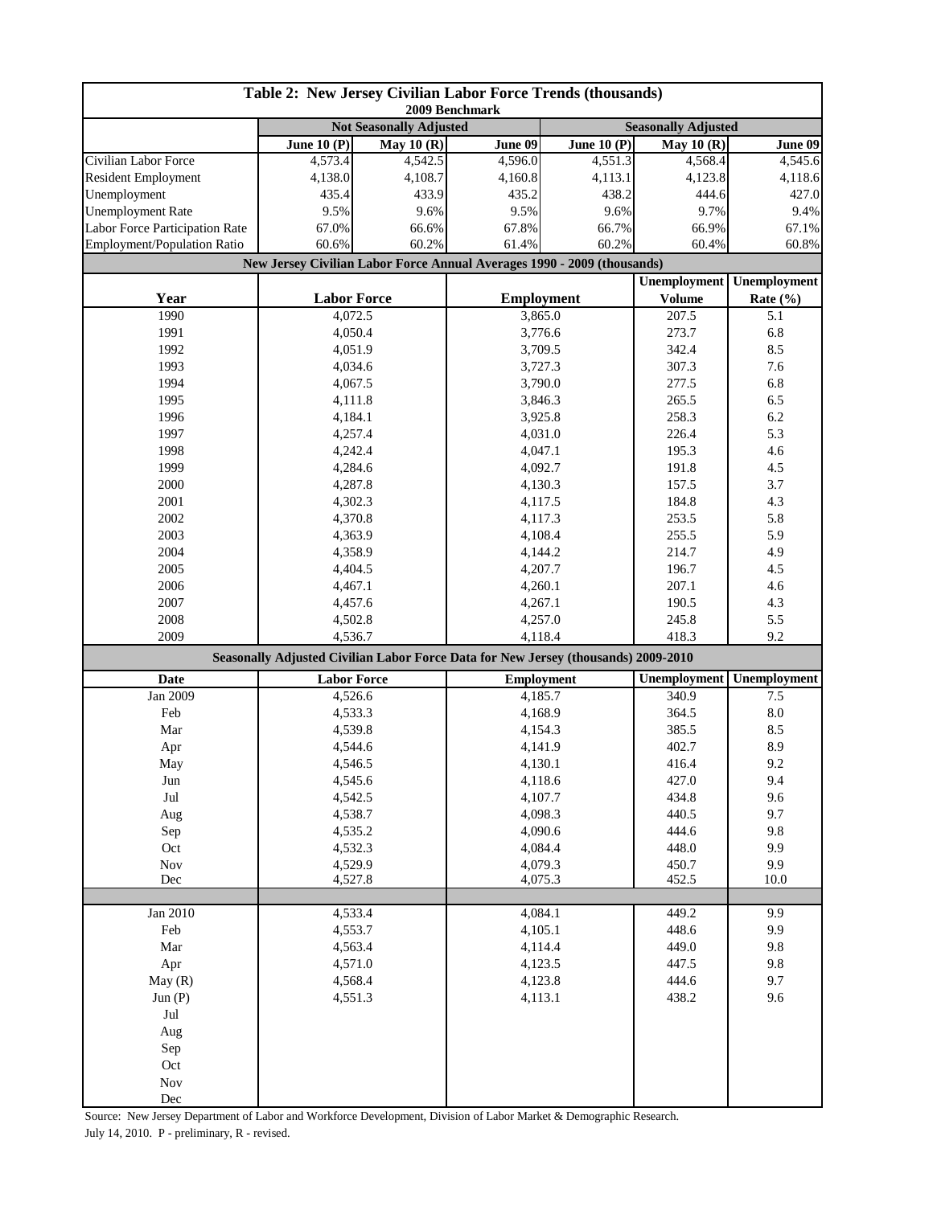## Table 2: New Jersey Civilian Labor Force Trends (thousands)

2009 Benchmark

| | Not Seasonally Adjusted | | | Seasonally Adjusted | | |
|---|---|---|---|---|---|---|
| | June 10 (P) | May 10 (R) | June 09 | June 10 (P) | May 10 (R) | June 09 |
| Civilian Labor Force | 4,573.4 | 4,542.5 | 4,596.0 | 4,551.3 | 4,568.4 | 4,545.6 |
| Resident Employment | 4,138.0 | 4,108.7 | 4,160.8 | 4,113.1 | 4,123.8 | 4,118.6 |
| Unemployment | 435.4 | 433.9 | 435.2 | 438.2 | 444.6 | 427.0 |
| Unemployment Rate | 9.5% | 9.6% | 9.5% | 9.6% | 9.7% | 9.4% |
| Labor Force Participation Rate | 67.0% | 66.6% | 67.8% | 66.7% | 66.9% | 67.1% |
| Employment/Population Ratio | 60.6% | 60.2% | 61.4% | 60.2% | 60.4% | 60.8% |

### New Jersey Civilian Labor Force Annual Averages 1990 - 2009 (thousands)

| Year | Labor Force | Employment | Unemployment Volume | Unemployment Rate (%) |
|---|---|---|---|---|
| 1990 | 4,072.5 | 3,865.0 | 207.5 | 5.1 |
| 1991 | 4,050.4 | 3,776.6 | 273.7 | 6.8 |
| 1992 | 4,051.9 | 3,709.5 | 342.4 | 8.5 |
| 1993 | 4,034.6 | 3,727.3 | 307.3 | 7.6 |
| 1994 | 4,067.5 | 3,790.0 | 277.5 | 6.8 |
| 1995 | 4,111.8 | 3,846.3 | 265.5 | 6.5 |
| 1996 | 4,184.1 | 3,925.8 | 258.3 | 6.2 |
| 1997 | 4,257.4 | 4,031.0 | 226.4 | 5.3 |
| 1998 | 4,242.4 | 4,047.1 | 195.3 | 4.6 |
| 1999 | 4,284.6 | 4,092.7 | 191.8 | 4.5 |
| 2000 | 4,287.8 | 4,130.3 | 157.5 | 3.7 |
| 2001 | 4,302.3 | 4,117.5 | 184.8 | 4.3 |
| 2002 | 4,370.8 | 4,117.3 | 253.5 | 5.8 |
| 2003 | 4,363.9 | 4,108.4 | 255.5 | 5.9 |
| 2004 | 4,358.9 | 4,144.2 | 214.7 | 4.9 |
| 2005 | 4,404.5 | 4,207.7 | 196.7 | 4.5 |
| 2006 | 4,467.1 | 4,260.1 | 207.1 | 4.6 |
| 2007 | 4,457.6 | 4,267.1 | 190.5 | 4.3 |
| 2008 | 4,502.8 | 4,257.0 | 245.8 | 5.5 |
| 2009 | 4,536.7 | 4,118.4 | 418.3 | 9.2 |

### Seasonally Adjusted Civilian Labor Force Data for New Jersey (thousands) 2009-2010

| Date | Labor Force | Employment | Unemployment | Unemployment |
|---|---|---|---|---|
| Jan 2009 | 4,526.6 | 4,185.7 | 340.9 | 7.5 |
| Feb | 4,533.3 | 4,168.9 | 364.5 | 8.0 |
| Mar | 4,539.8 | 4,154.3 | 385.5 | 8.5 |
| Apr | 4,544.6 | 4,141.9 | 402.7 | 8.9 |
| May | 4,546.5 | 4,130.1 | 416.4 | 9.2 |
| Jun | 4,545.6 | 4,118.6 | 427.0 | 9.4 |
| Jul | 4,542.5 | 4,107.7 | 434.8 | 9.6 |
| Aug | 4,538.7 | 4,098.3 | 440.5 | 9.7 |
| Sep | 4,535.2 | 4,090.6 | 444.6 | 9.8 |
| Oct | 4,532.3 | 4,084.4 | 448.0 | 9.9 |
| Nov | 4,529.9 | 4,079.3 | 450.7 | 9.9 |
| Dec | 4,527.8 | 4,075.3 | 452.5 | 10.0 |
| | | | | |
| Jan 2010 | 4,533.4 | 4,084.1 | 449.2 | 9.9 |
| Feb | 4,553.7 | 4,105.1 | 448.6 | 9.9 |
| Mar | 4,563.4 | 4,114.4 | 449.0 | 9.8 |
| Apr | 4,571.0 | 4,123.5 | 447.5 | 9.8 |
| May (R) | 4,568.4 | 4,123.8 | 444.6 | 9.7 |
| Jun (P) | 4,551.3 | 4,113.1 | 438.2 | 9.6 |
| Jul | | | | |
| Aug | | | | |
| Sep | | | | |
| Oct | | | | |
| Nov | | | | |
| Dec | | | | |

Source: New Jersey Department of Labor and Workforce Development, Division of Labor Market & Demographic Research.

July 14, 2010. P - preliminary, R - revised.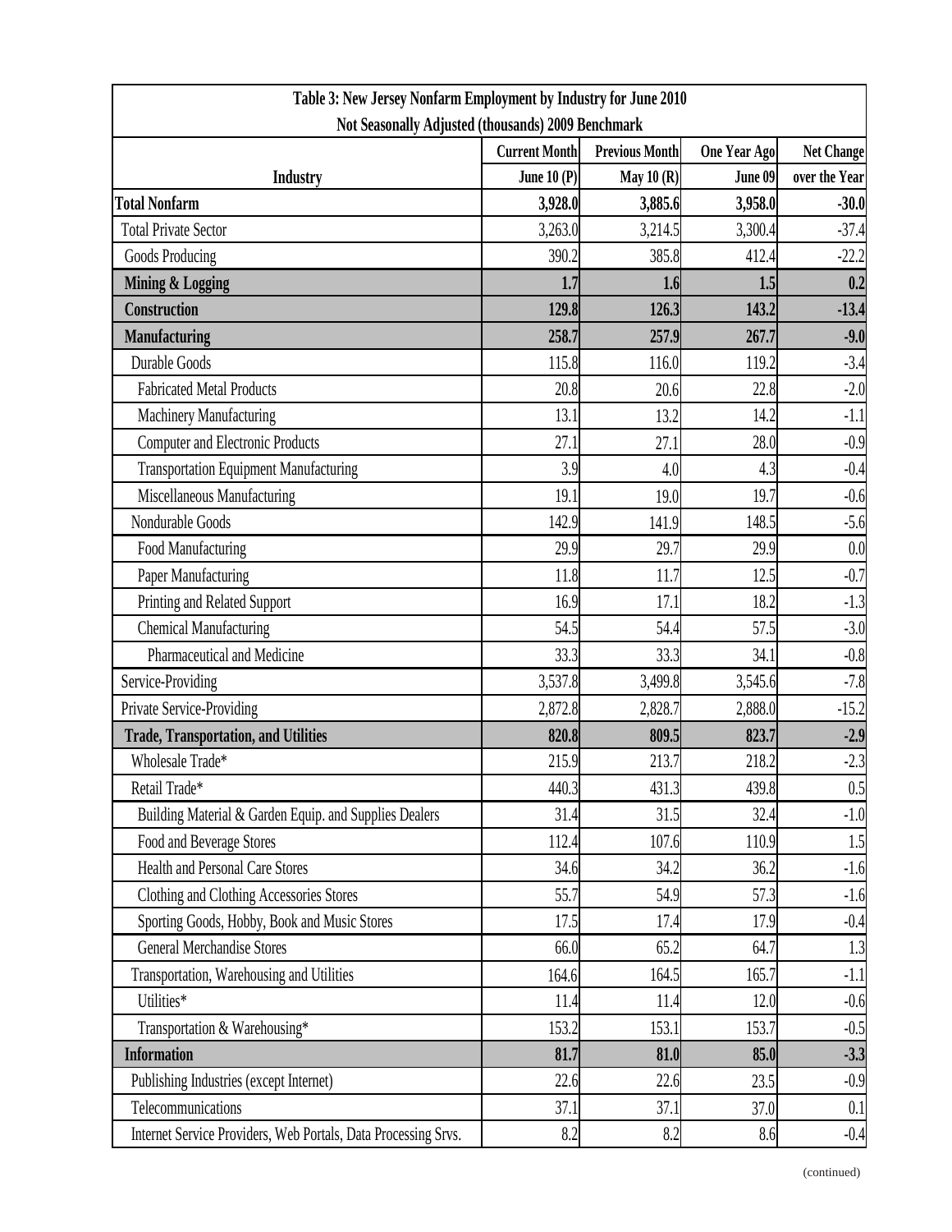| Table 3: New Jersey Nonfarm Employment by Industry for June 2010 | | | | |
|---|---|---|---|---|
| Not Seasonally Adjusted (thousands) 2009 Benchmark | | | | |
| | Current Month | Previous Month | One Year Ago | Net Change |
| Industry | June 10 (P) | May 10 (R) | June 09 | over the Year |
| **Total Nonfarm** | **3,928.0** | **3,885.6** | **3,958.0** | **-30.0** |
| Total Private Sector | 3,263.0 | 3,214.5 | 3,300.4 | -37.4 |
| Goods Producing | 390.2 | 385.8 | 412.4 | -22.2 |
| **Mining & Logging** | **1.7** | **1.6** | **1.5** | **0.2** |
| **Construction** | **129.8** | **126.3** | **143.2** | **-13.4** |
| **Manufacturing** | **258.7** | **257.9** | **267.7** | **-9.0** |
| Durable Goods | 115.8 | 116.0 | 119.2 | -3.4 |
| Fabricated Metal Products | 20.8 | 20.6 | 22.8 | -2.0 |
| Machinery Manufacturing | 13.1 | 13.2 | 14.2 | -1.1 |
| Computer and Electronic Products | 27.1 | 27.1 | 28.0 | -0.9 |
| Transportation Equipment Manufacturing | 3.9 | 4.0 | 4.3 | -0.4 |
| Miscellaneous Manufacturing | 19.1 | 19.0 | 19.7 | -0.6 |
| Nondurable Goods | 142.9 | 141.9 | 148.5 | -5.6 |
| Food Manufacturing | 29.9 | 29.7 | 29.9 | 0.0 |
| Paper Manufacturing | 11.8 | 11.7 | 12.5 | -0.7 |
| Printing and Related Support | 16.9 | 17.1 | 18.2 | -1.3 |
| Chemical Manufacturing | 54.5 | 54.4 | 57.5 | -3.0 |
| Pharmaceutical and Medicine | 33.3 | 33.3 | 34.1 | -0.8 |
| Service-Providing | 3,537.8 | 3,499.8 | 3,545.6 | -7.8 |
| Private Service-Providing | 2,872.8 | 2,828.7 | 2,888.0 | -15.2 |
| **Trade, Transportation, and Utilities** | **820.8** | **809.5** | **823.7** | **-2.9** |
| Wholesale Trade* | 215.9 | 213.7 | 218.2 | -2.3 |
| Retail Trade* | 440.3 | 431.3 | 439.8 | 0.5 |
| Building Material & Garden Equip. and Supplies Dealers | 31.4 | 31.5 | 32.4 | -1.0 |
| Food and Beverage Stores | 112.4 | 107.6 | 110.9 | 1.5 |
| Health and Personal Care Stores | 34.6 | 34.2 | 36.2 | -1.6 |
| Clothing and Clothing Accessories Stores | 55.7 | 54.9 | 57.3 | -1.6 |
| Sporting Goods, Hobby, Book and Music Stores | 17.5 | 17.4 | 17.9 | -0.4 |
| General Merchandise Stores | 66.0 | 65.2 | 64.7 | 1.3 |
| Transportation, Warehousing and Utilities | 164.6 | 164.5 | 165.7 | -1.1 |
| Utilities* | 11.4 | 11.4 | 12.0 | -0.6 |
| Transportation & Warehousing* | 153.2 | 153.1 | 153.7 | -0.5 |
| **Information** | **81.7** | **81.0** | **85.0** | **-3.3** |
| Publishing Industries (except Internet) | 22.6 | 22.6 | 23.5 | -0.9 |
| Telecommunications | 37.1 | 37.1 | 37.0 | 0.1 |
| Internet Service Providers, Web Portals, Data Processing Srvs. | 8.2 | 8.2 | 8.6 | -0.4 |

(continued)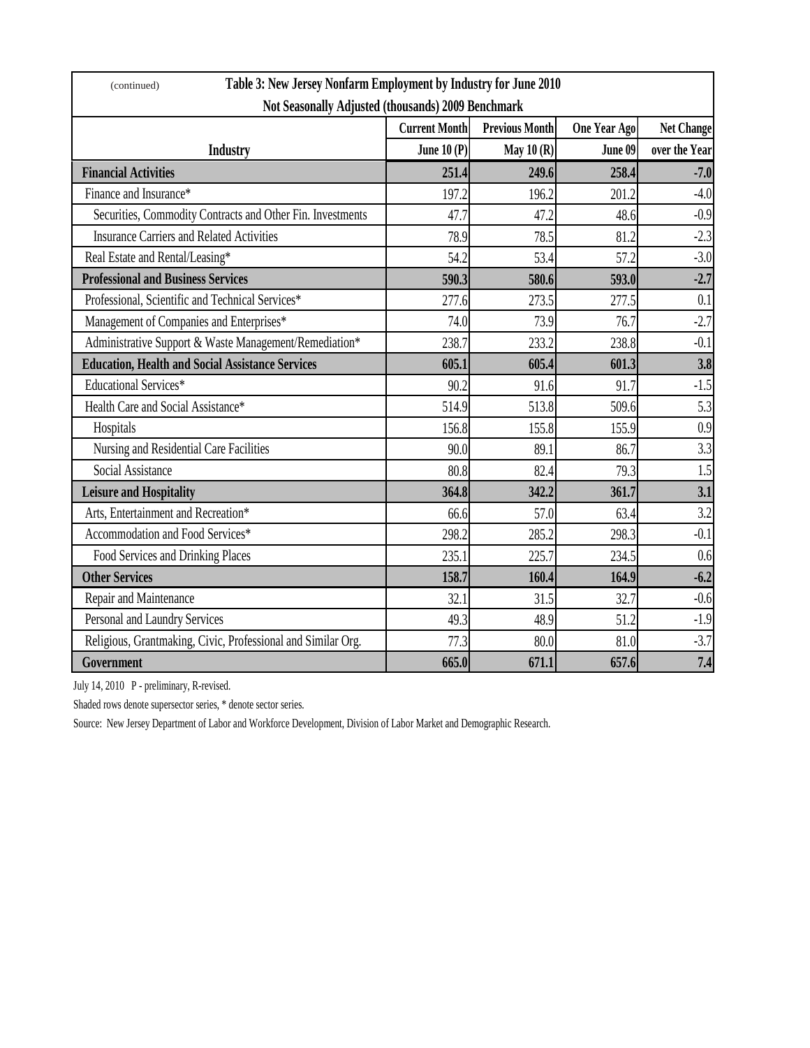(continued)

**Table 3: New Jersey Nonfarm Employment by Industry for June 2010**

**Not Seasonally Adjusted (thousands) 2009 Benchmark**

| Industry | Current Month June 10 (P) | Previous Month May 10 (R) | One Year Ago June 09 | Net Change over the Year |
|---|---|---|---|---|
| **Financial Activities** | **251.4** | **249.6** | **258.4** | **-7.0** |
| Finance and Insurance* | 197.2 | 196.2 | 201.2 | -4.0 |
| Securities, Commodity Contracts and Other Fin. Investments | 47.7 | 47.2 | 48.6 | -0.9 |
| Insurance Carriers and Related Activities | 78.9 | 78.5 | 81.2 | -2.3 |
| Real Estate and Rental/Leasing* | 54.2 | 53.4 | 57.2 | -3.0 |
| **Professional and Business Services** | **590.3** | **580.6** | **593.0** | **-2.7** |
| Professional, Scientific and Technical Services* | 277.6 | 273.5 | 277.5 | 0.1 |
| Management of Companies and Enterprises* | 74.0 | 73.9 | 76.7 | -2.7 |
| Administrative Support & Waste Management/Remediation* | 238.7 | 233.2 | 238.8 | -0.1 |
| **Education, Health and Social Assistance Services** | **605.1** | **605.4** | **601.3** | **3.8** |
| Educational Services* | 90.2 | 91.6 | 91.7 | -1.5 |
| Health Care and Social Assistance* | 514.9 | 513.8 | 509.6 | 5.3 |
| Hospitals | 156.8 | 155.8 | 155.9 | 0.9 |
| Nursing and Residential Care Facilities | 90.0 | 89.1 | 86.7 | 3.3 |
| Social Assistance | 80.8 | 82.4 | 79.3 | 1.5 |
| **Leisure and Hospitality** | **364.8** | **342.2** | **361.7** | **3.1** |
| Arts, Entertainment and Recreation* | 66.6 | 57.0 | 63.4 | 3.2 |
| Accommodation and Food Services* | 298.2 | 285.2 | 298.3 | -0.1 |
| Food Services and Drinking Places | 235.1 | 225.7 | 234.5 | 0.6 |
| **Other Services** | **158.7** | **160.4** | **164.9** | **-6.2** |
| Repair and Maintenance | 32.1 | 31.5 | 32.7 | -0.6 |
| Personal and Laundry Services | 49.3 | 48.9 | 51.2 | -1.9 |
| Religious, Grantmaking, Civic, Professional and Similar Org. | 77.3 | 80.0 | 81.0 | -3.7 |
| **Government** | **665.0** | **671.1** | **657.6** | **7.4** |

July 14, 2010 P - preliminary, R-revised.

Shaded rows denote supersector series, * denote sector series.

Source: New Jersey Department of Labor and Workforce Development, Division of Labor Market and Demographic Research.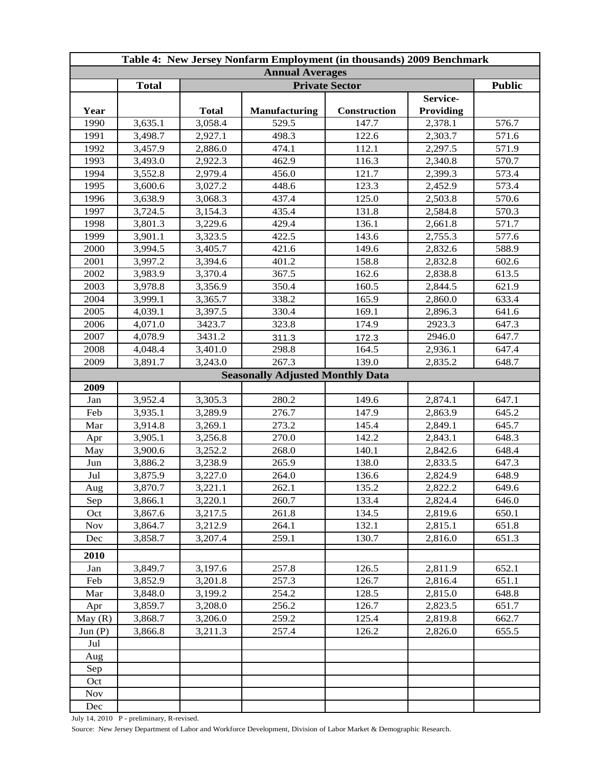| Table 4: New Jersey Nonfarm Employment (in thousands) 2009 Benchmark | | | | | | |
|---|---|---|---|---|---|---|
| **Annual Averages** | | | | | | |
| | **Total** | **Private Sector** | | | | **Public** |
| **Year** | | **Total** | **Manufacturing** | **Construction** | **Service-Providing** | |
| 1990 | 3,635.1 | 3,058.4 | 529.5 | 147.7 | 2,378.1 | 576.7 |
| 1991 | 3,498.7 | 2,927.1 | 498.3 | 122.6 | 2,303.7 | 571.6 |
| 1992 | 3,457.9 | 2,886.0 | 474.1 | 112.1 | 2,297.5 | 571.9 |
| 1993 | 3,493.0 | 2,922.3 | 462.9 | 116.3 | 2,340.8 | 570.7 |
| 1994 | 3,552.8 | 2,979.4 | 456.0 | 121.7 | 2,399.3 | 573.4 |
| 1995 | 3,600.6 | 3,027.2 | 448.6 | 123.3 | 2,452.9 | 573.4 |
| 1996 | 3,638.9 | 3,068.3 | 437.4 | 125.0 | 2,503.8 | 570.6 |
| 1997 | 3,724.5 | 3,154.3 | 435.4 | 131.8 | 2,584.8 | 570.3 |
| 1998 | 3,801.3 | 3,229.6 | 429.4 | 136.1 | 2,661.8 | 571.7 |
| 1999 | 3,901.1 | 3,323.5 | 422.5 | 143.6 | 2,755.3 | 577.6 |
| 2000 | 3,994.5 | 3,405.7 | 421.6 | 149.6 | 2,832.6 | 588.9 |
| 2001 | 3,997.2 | 3,394.6 | 401.2 | 158.8 | 2,832.8 | 602.6 |
| 2002 | 3,983.9 | 3,370.4 | 367.5 | 162.6 | 2,838.8 | 613.5 |
| 2003 | 3,978.8 | 3,356.9 | 350.4 | 160.5 | 2,844.5 | 621.9 |
| 2004 | 3,999.1 | 3,365.7 | 338.2 | 165.9 | 2,860.0 | 633.4 |
| 2005 | 4,039.1 | 3,397.5 | 330.4 | 169.1 | 2,896.3 | 641.6 |
| 2006 | 4,071.0 | 3423.7 | 323.8 | 174.9 | 2923.3 | 647.3 |
| 2007 | 4,078.9 | 3431.2 | 311.3 | 172.3 | 2946.0 | 647.7 |
| 2008 | 4,048.4 | 3,401.0 | 298.8 | 164.5 | 2,936.1 | 647.4 |
| 2009 | 3,891.7 | 3,243.0 | 267.3 | 139.0 | 2,835.2 | 648.7 |
| **Seasonally Adjusted Monthly Data** | | | | | | |
| **2009** | | | | | | |
| Jan | 3,952.4 | 3,305.3 | 280.2 | 149.6 | 2,874.1 | 647.1 |
| Feb | 3,935.1 | 3,289.9 | 276.7 | 147.9 | 2,863.9 | 645.2 |
| Mar | 3,914.8 | 3,269.1 | 273.2 | 145.4 | 2,849.1 | 645.7 |
| Apr | 3,905.1 | 3,256.8 | 270.0 | 142.2 | 2,843.1 | 648.3 |
| May | 3,900.6 | 3,252.2 | 268.0 | 140.1 | 2,842.6 | 648.4 |
| Jun | 3,886.2 | 3,238.9 | 265.9 | 138.0 | 2,833.5 | 647.3 |
| Jul | 3,875.9 | 3,227.0 | 264.0 | 136.6 | 2,824.9 | 648.9 |
| Aug | 3,870.7 | 3,221.1 | 262.1 | 135.2 | 2,822.2 | 649.6 |
| Sep | 3,866.1 | 3,220.1 | 260.7 | 133.4 | 2,824.4 | 646.0 |
| Oct | 3,867.6 | 3,217.5 | 261.8 | 134.5 | 2,819.6 | 650.1 |
| Nov | 3,864.7 | 3,212.9 | 264.1 | 132.1 | 2,815.1 | 651.8 |
| Dec | 3,858.7 | 3,207.4 | 259.1 | 130.7 | 2,816.0 | 651.3 |
| **2010** | | | | | | |
| Jan | 3,849.7 | 3,197.6 | 257.8 | 126.5 | 2,811.9 | 652.1 |
| Feb | 3,852.9 | 3,201.8 | 257.3 | 126.7 | 2,816.4 | 651.1 |
| Mar | 3,848.0 | 3,199.2 | 254.2 | 128.5 | 2,815.0 | 648.8 |
| Apr | 3,859.7 | 3,208.0 | 256.2 | 126.7 | 2,823.5 | 651.7 |
| May (R) | 3,868.7 | 3,206.0 | 259.2 | 125.4 | 2,819.8 | 662.7 |
| Jun (P) | 3,866.8 | 3,211.3 | 257.4 | 126.2 | 2,826.0 | 655.5 |
| Jul | | | | | | |
| Aug | | | | | | |
| Sep | | | | | | |
| Oct | | | | | | |
| Nov | | | | | | |
| Dec | | | | | | |

July 14, 2010 P - preliminary, R-revised.

Source: New Jersey Department of Labor and Workforce Development, Division of Labor Market & Demographic Research.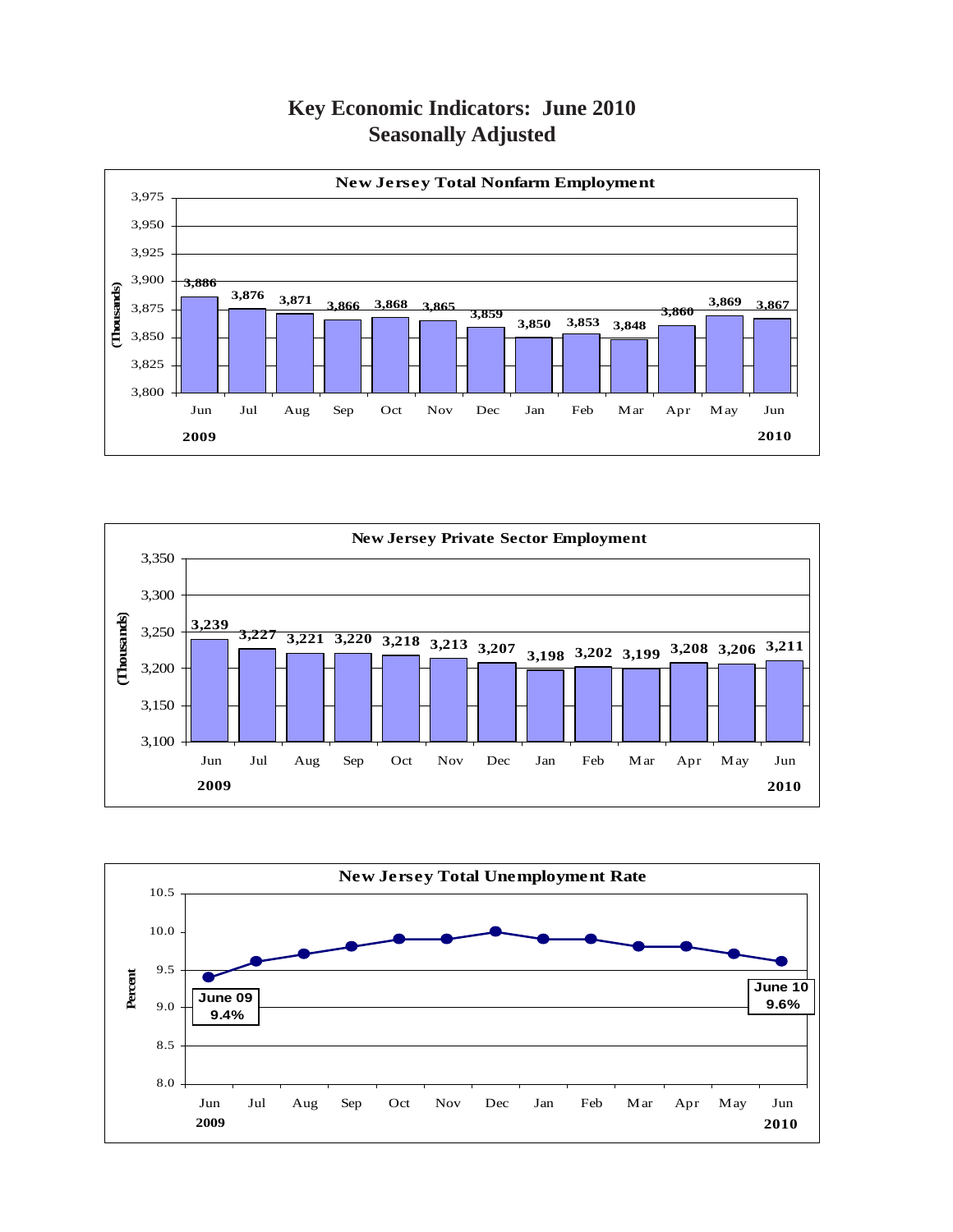# Key Economic Indicators: June 2010
## Seasonally Adjusted

**New Jersey Total Nonfarm Employment**

(Thousands)

3,975
3,950
3,925
3,900
3,875
3,850
3,825
3,800

3,886 3,876 3,871 3,866 3,868 3,865 3,859 3,850 3,853 3,848 3,860 3,869 3,867

Jun Jul Aug Sep Oct Nov Dec Jan Feb Mar Apr May Jun

2009 2010

**New Jersey Private Sector Employment**

(Thousands)

3,350
3,300
3,250
3,200
3,150
3,100

3,239 3,227 3,221 3,220 3,218 3,213 3,207 3,198 3,202 3,199 3,208 3,206 3,211

Jun Jul Aug Sep Oct Nov Dec Jan Feb Mar Apr May Jun

2009 2010

**New Jersey Total Unemployment Rate**

Percent

10.5
10.0
9.5
9.0
8.5
8.0

June 09
9.4%

June 10
9.6%

Jun Jul Aug Sep Oct Nov Dec Jan Feb Mar Apr May Jun

2009 2010